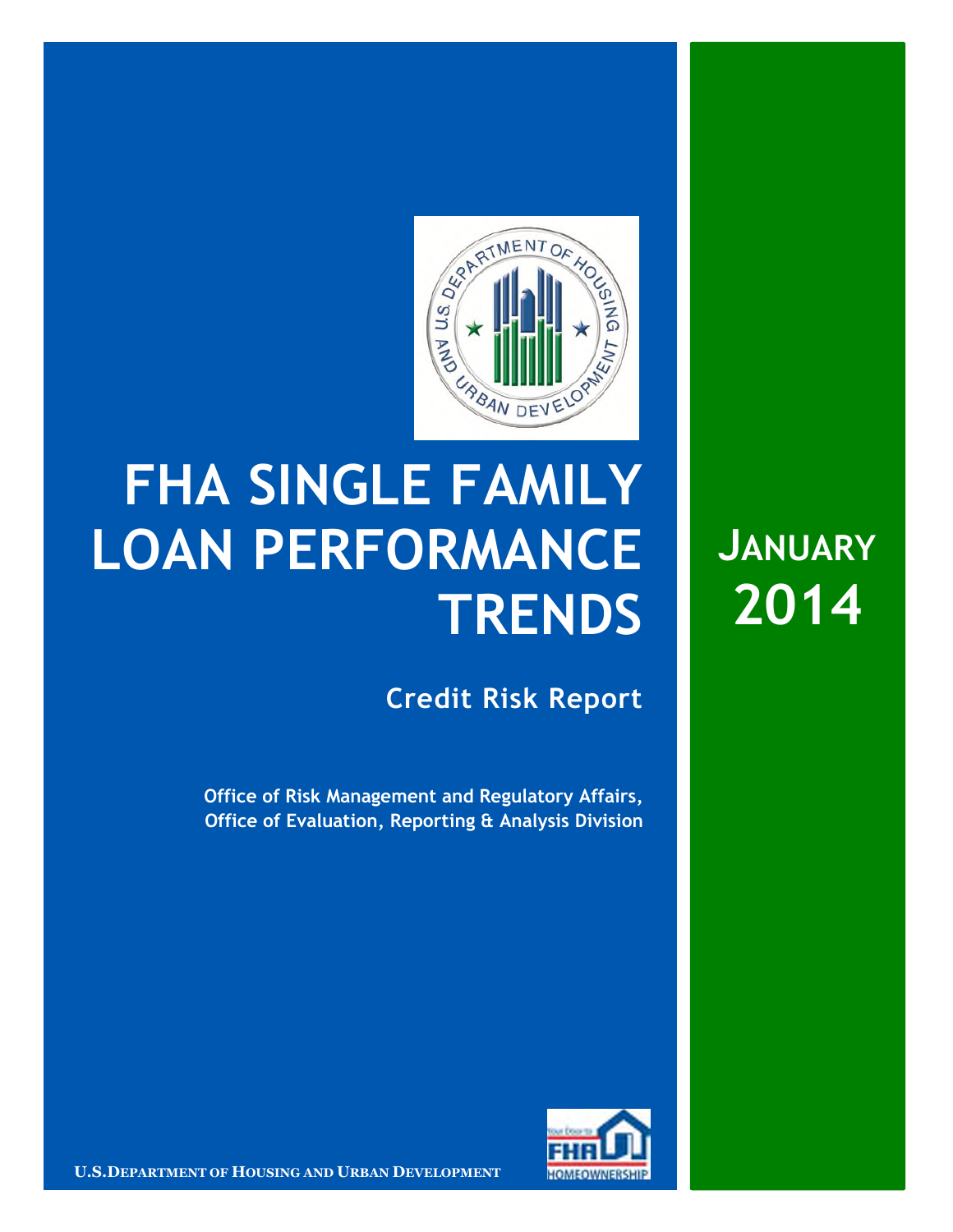# FHA SINGLE FAMILY LOAN PERFORMANCE TRENDS

## JANUARY 2014

### Credit Risk Report

**Office of Risk Management and Regulatory Affairs, Office of Evaluation, Reporting & Analysis Division**

U.S. DEPARTMENT OF HOUSING AND URBAN DEVELOPMENT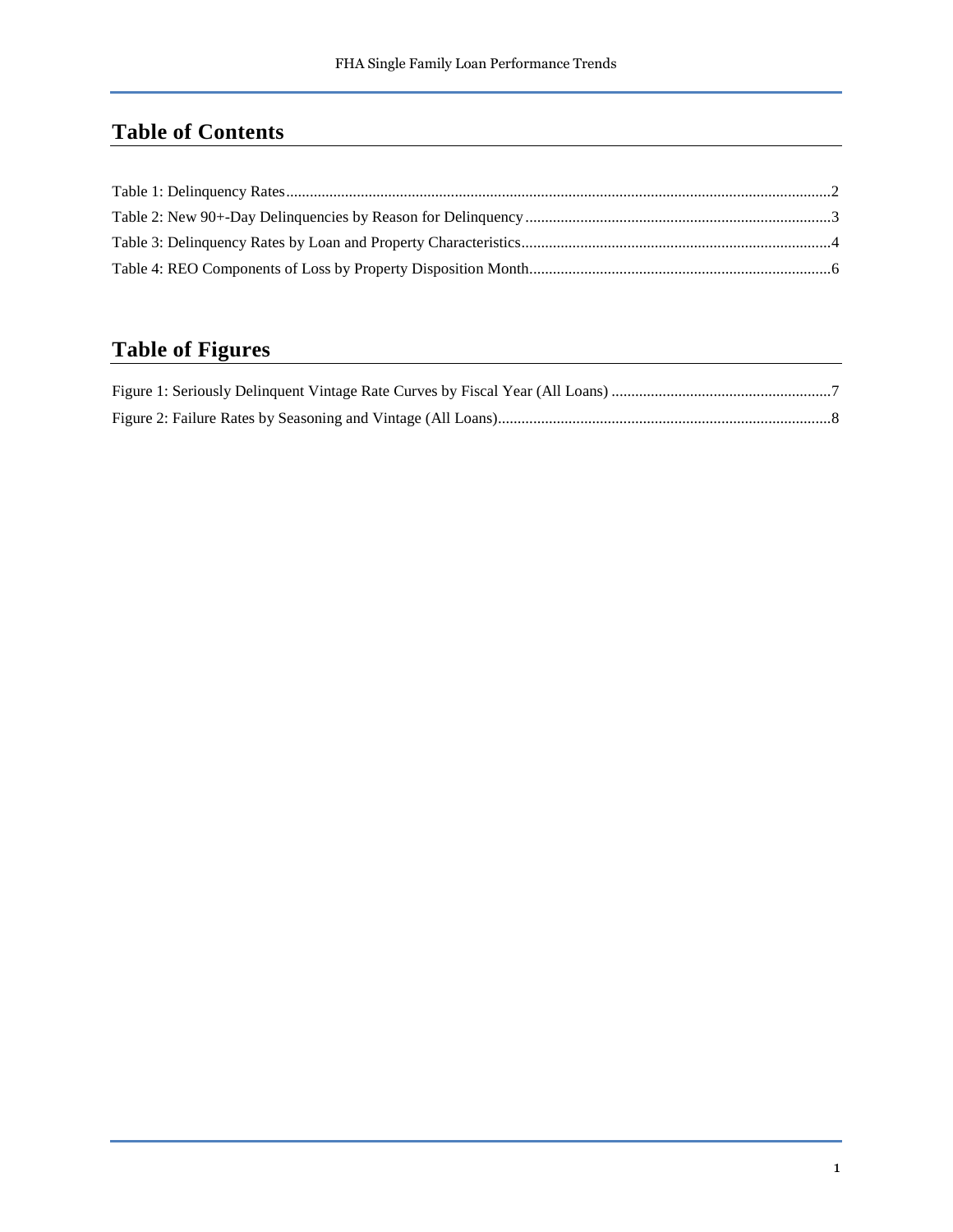## Table of Contents

Table 1: Delinquency Rates..........................................................................................................................................2

Table 2: New 90+-Day Delinquencies by Reason for Delinquency .............................................................................3

Table 3: Delinquency Rates by Loan and Property Characteristics..............................................................................4

Table 4: REO Components of Loss by Property Disposition Month............................................................................6

## Table of Figures

Figure 1: Seriously Delinquent Vintage Rate Curves by Fiscal Year (All Loans) ........................................................7

Figure 2: Failure Rates by Seasoning and Vintage (All Loans).....................................................................................8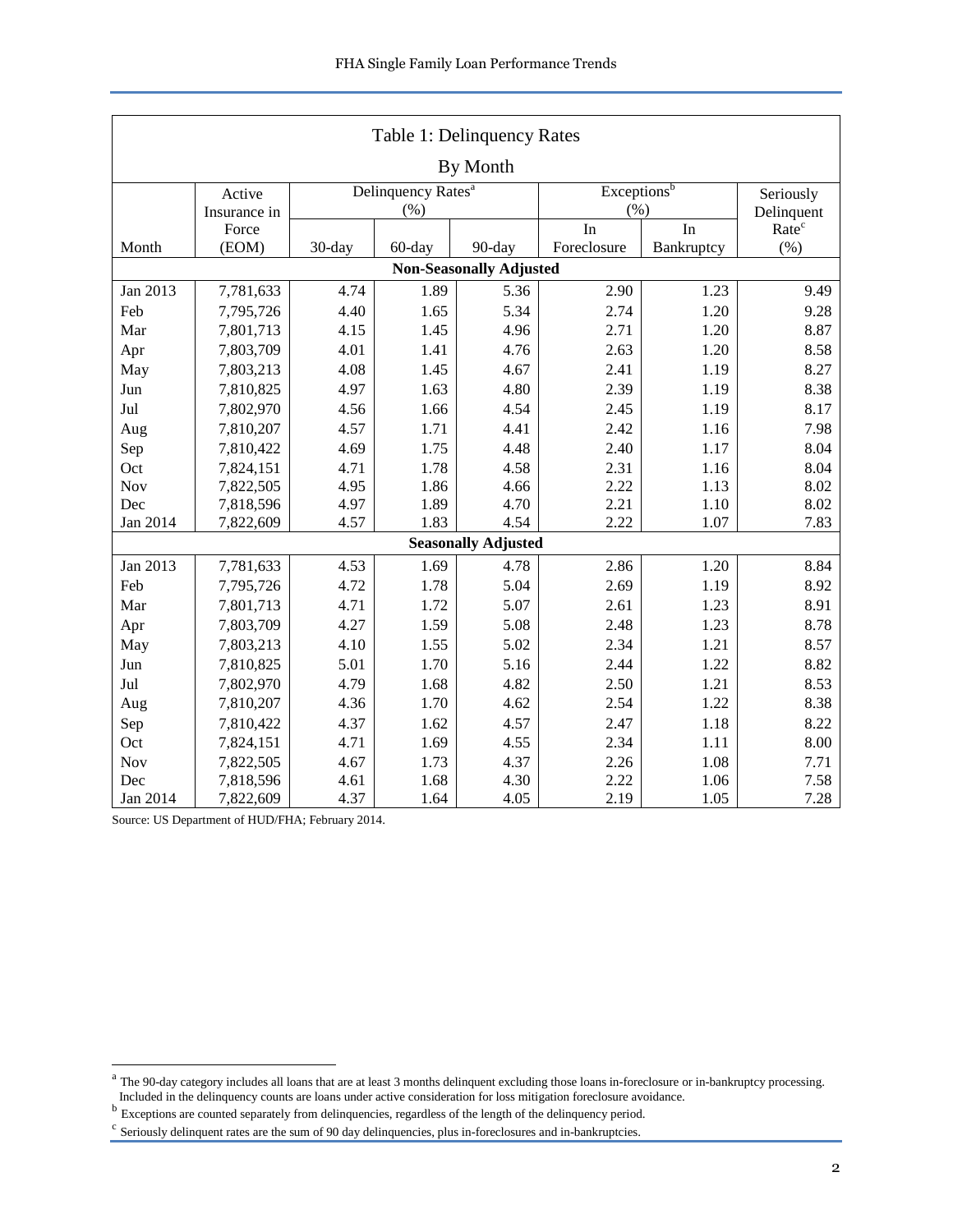## Table 1: Delinquency Rates

### By Month

| Month | Active Insurance in Force (EOM) | Delinquency Rates[a] (%) | | | Exceptions[b] (%) | | Seriously Delinquent Rate[c] (%) |
|---|---|---|---|---|---|---|---|
| | | 30-day | 60-day | 90-day | In Foreclosure | In Bankruptcy | |
| **Non-Seasonally Adjusted** | | | | | | | |
| Jan 2013 | 7,781,633 | 4.74 | 1.89 | 5.36 | 2.90 | 1.23 | 9.49 |
| Feb | 7,795,726 | 4.40 | 1.65 | 5.34 | 2.74 | 1.20 | 9.28 |
| Mar | 7,801,713 | 4.15 | 1.45 | 4.96 | 2.71 | 1.20 | 8.87 |
| Apr | 7,803,709 | 4.01 | 1.41 | 4.76 | 2.63 | 1.20 | 8.58 |
| May | 7,803,213 | 4.08 | 1.45 | 4.67 | 2.41 | 1.19 | 8.27 |
| Jun | 7,810,825 | 4.97 | 1.63 | 4.80 | 2.39 | 1.19 | 8.38 |
| Jul | 7,802,970 | 4.56 | 1.66 | 4.54 | 2.45 | 1.19 | 8.17 |
| Aug | 7,810,207 | 4.57 | 1.71 | 4.41 | 2.42 | 1.16 | 7.98 |
| Sep | 7,810,422 | 4.69 | 1.75 | 4.48 | 2.40 | 1.17 | 8.04 |
| Oct | 7,824,151 | 4.71 | 1.78 | 4.58 | 2.31 | 1.16 | 8.04 |
| Nov | 7,822,505 | 4.95 | 1.86 | 4.66 | 2.22 | 1.13 | 8.02 |
| Dec | 7,818,596 | 4.97 | 1.89 | 4.70 | 2.21 | 1.10 | 8.02 |
| Jan 2014 | 7,822,609 | 4.57 | 1.83 | 4.54 | 2.22 | 1.07 | 7.83 |
| **Seasonally Adjusted** | | | | | | | |
| Jan 2013 | 7,781,633 | 4.53 | 1.69 | 4.78 | 2.86 | 1.20 | 8.84 |
| Feb | 7,795,726 | 4.72 | 1.78 | 5.04 | 2.69 | 1.19 | 8.92 |
| Mar | 7,801,713 | 4.71 | 1.72 | 5.07 | 2.61 | 1.23 | 8.91 |
| Apr | 7,803,709 | 4.27 | 1.59 | 5.08 | 2.48 | 1.23 | 8.78 |
| May | 7,803,213 | 4.10 | 1.55 | 5.02 | 2.34 | 1.21 | 8.57 |
| Jun | 7,810,825 | 5.01 | 1.70 | 5.16 | 2.44 | 1.22 | 8.82 |
| Jul | 7,802,970 | 4.79 | 1.68 | 4.82 | 2.50 | 1.21 | 8.53 |
| Aug | 7,810,207 | 4.36 | 1.70 | 4.62 | 2.54 | 1.22 | 8.38 |
| Sep | 7,810,422 | 4.37 | 1.62 | 4.57 | 2.47 | 1.18 | 8.22 |
| Oct | 7,824,151 | 4.71 | 1.69 | 4.55 | 2.34 | 1.11 | 8.00 |
| Nov | 7,822,505 | 4.67 | 1.73 | 4.37 | 2.26 | 1.08 | 7.71 |
| Dec | 7,818,596 | 4.61 | 1.68 | 4.30 | 2.22 | 1.06 | 7.58 |
| Jan 2014 | 7,822,609 | 4.37 | 1.64 | 4.05 | 2.19 | 1.05 | 7.28 |

Source: US Department of HUD/FHA; February 2014.

[a] The 90-day category includes all loans that are at least 3 months delinquent excluding those loans in-foreclosure or in-bankruptcy processing. Included in the delinquency counts are loans under active consideration for loss mitigation foreclosure avoidance.

[b] Exceptions are counted separately from delinquencies, regardless of the length of the delinquency period.

[c] Seriously delinquent rates are the sum of 90 day delinquencies, plus in-foreclosures and in-bankruptcies.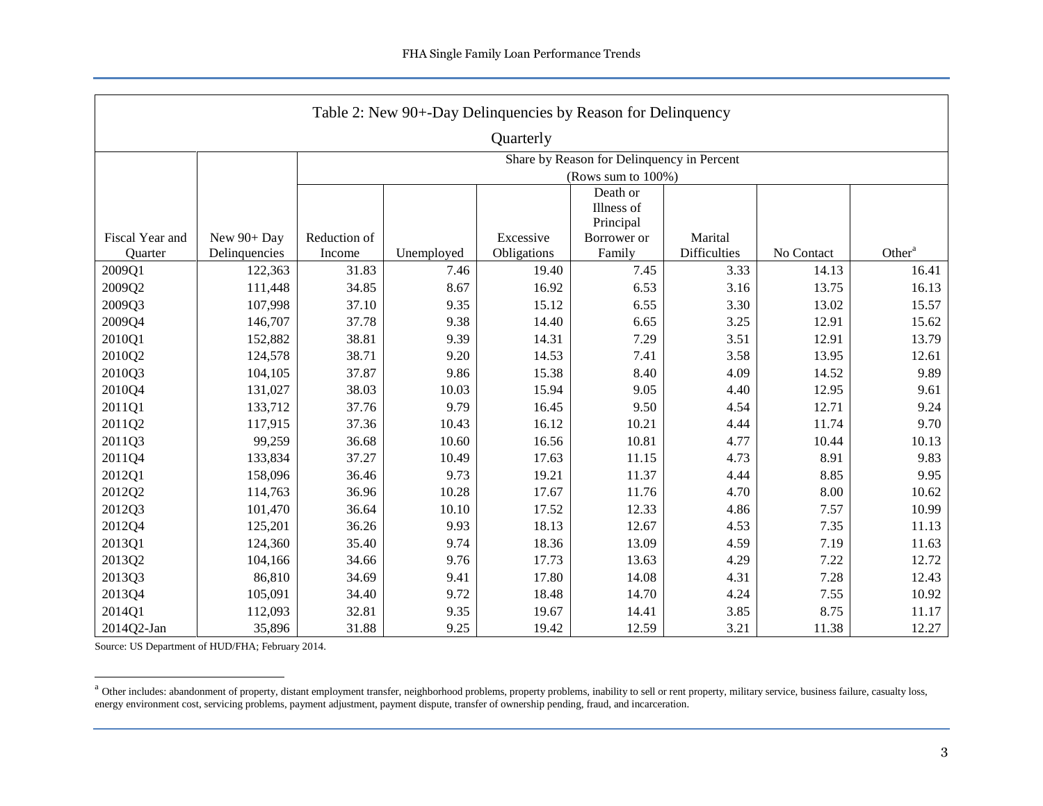Table 2: New 90+-Day Delinquencies by Reason for Delinquency

Quarterly

| Fiscal Year and Quarter | New 90+ Day Delinquencies | Share by Reason for Delinquency in Percent (Rows sum to 100%) | | | | | | |
|---|---|---|---|---|---|---|---|---|
| | | Reduction of Income | Unemployed | Excessive Obligations | Death or Illness of Principal Borrower or Family | Marital Difficulties | No Contact | Other[a] |
| 2009Q1 | 122,363 | 31.83 | 7.46 | 19.40 | 7.45 | 3.33 | 14.13 | 16.41 |
| 2009Q2 | 111,448 | 34.85 | 8.67 | 16.92 | 6.53 | 3.16 | 13.75 | 16.13 |
| 2009Q3 | 107,998 | 37.10 | 9.35 | 15.12 | 6.55 | 3.30 | 13.02 | 15.57 |
| 2009Q4 | 146,707 | 37.78 | 9.38 | 14.40 | 6.65 | 3.25 | 12.91 | 15.62 |
| 2010Q1 | 152,882 | 38.81 | 9.39 | 14.31 | 7.29 | 3.51 | 12.91 | 13.79 |
| 2010Q2 | 124,578 | 38.71 | 9.20 | 14.53 | 7.41 | 3.58 | 13.95 | 12.61 |
| 2010Q3 | 104,105 | 37.87 | 9.86 | 15.38 | 8.40 | 4.09 | 14.52 | 9.89 |
| 2010Q4 | 131,027 | 38.03 | 10.03 | 15.94 | 9.05 | 4.40 | 12.95 | 9.61 |
| 2011Q1 | 133,712 | 37.76 | 9.79 | 16.45 | 9.50 | 4.54 | 12.71 | 9.24 |
| 2011Q2 | 117,915 | 37.36 | 10.43 | 16.12 | 10.21 | 4.44 | 11.74 | 9.70 |
| 2011Q3 | 99,259 | 36.68 | 10.60 | 16.56 | 10.81 | 4.77 | 10.44 | 10.13 |
| 2011Q4 | 133,834 | 37.27 | 10.49 | 17.63 | 11.15 | 4.73 | 8.91 | 9.83 |
| 2012Q1 | 158,096 | 36.46 | 9.73 | 19.21 | 11.37 | 4.44 | 8.85 | 9.95 |
| 2012Q2 | 114,763 | 36.96 | 10.28 | 17.67 | 11.76 | 4.70 | 8.00 | 10.62 |
| 2012Q3 | 101,470 | 36.64 | 10.10 | 17.52 | 12.33 | 4.86 | 7.57 | 10.99 |
| 2012Q4 | 125,201 | 36.26 | 9.93 | 18.13 | 12.67 | 4.53 | 7.35 | 11.13 |
| 2013Q1 | 124,360 | 35.40 | 9.74 | 18.36 | 13.09 | 4.59 | 7.19 | 11.63 |
| 2013Q2 | 104,166 | 34.66 | 9.76 | 17.73 | 13.63 | 4.29 | 7.22 | 12.72 |
| 2013Q3 | 86,810 | 34.69 | 9.41 | 17.80 | 14.08 | 4.31 | 7.28 | 12.43 |
| 2013Q4 | 105,091 | 34.40 | 9.72 | 18.48 | 14.70 | 4.24 | 7.55 | 10.92 |
| 2014Q1 | 112,093 | 32.81 | 9.35 | 19.67 | 14.41 | 3.85 | 8.75 | 11.17 |
| 2014Q2-Jan | 35,896 | 31.88 | 9.25 | 19.42 | 12.59 | 3.21 | 11.38 | 12.27 |

Source: US Department of HUD/FHA; February 2014.

[a] Other includes: abandonment of property, distant employment transfer, neighborhood problems, property problems, inability to sell or rent property, military service, business failure, casualty loss, energy environment cost, servicing problems, payment adjustment, payment dispute, transfer of ownership pending, fraud, and incarceration.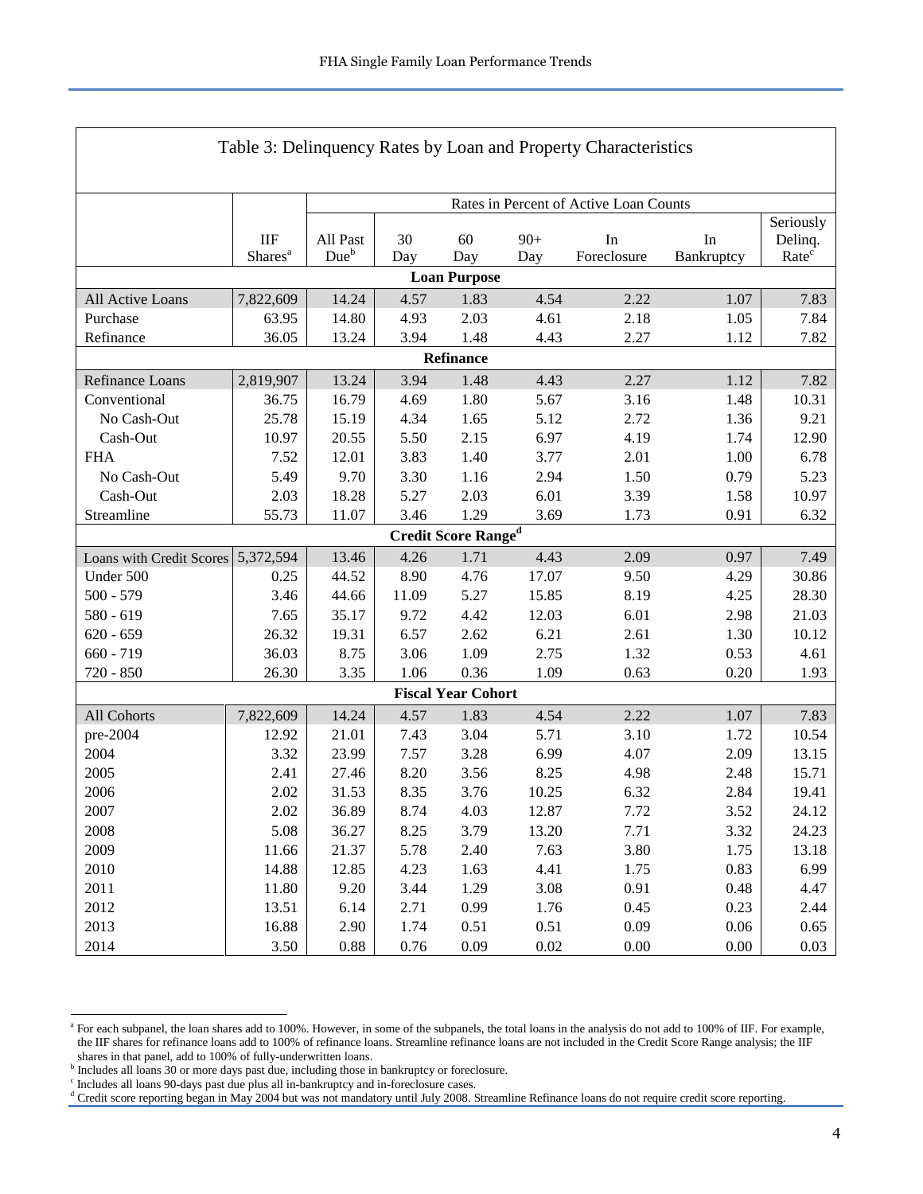## Table 3: Delinquency Rates by Loan and Property Characteristics

| | IIF Shares[a] | All Past Due[b] | 30 Day | 60 Day | 90+ Day | In Foreclosure | In Bankruptcy | Seriously Delinq. Rate[c] |
|---|---|---|---|---|---|---|---|---|
| | | Rates in Percent of Active Loan Counts | | | | | | |
| **Loan Purpose** | | | | | | | | |
| All Active Loans | 7,822,609 | 14.24 | 4.57 | 1.83 | 4.54 | 2.22 | 1.07 | 7.83 |
| Purchase | 63.95 | 14.80 | 4.93 | 2.03 | 4.61 | 2.18 | 1.05 | 7.84 |
| Refinance | 36.05 | 13.24 | 3.94 | 1.48 | 4.43 | 2.27 | 1.12 | 7.82 |
| **Refinance** | | | | | | | | |
| Refinance Loans | 2,819,907 | 13.24 | 3.94 | 1.48 | 4.43 | 2.27 | 1.12 | 7.82 |
| Conventional | 36.75 | 16.79 | 4.69 | 1.80 | 5.67 | 3.16 | 1.48 | 10.31 |
| No Cash-Out | 25.78 | 15.19 | 4.34 | 1.65 | 5.12 | 2.72 | 1.36 | 9.21 |
| Cash-Out | 10.97 | 20.55 | 5.50 | 2.15 | 6.97 | 4.19 | 1.74 | 12.90 |
| FHA | 7.52 | 12.01 | 3.83 | 1.40 | 3.77 | 2.01 | 1.00 | 6.78 |
| No Cash-Out | 5.49 | 9.70 | 3.30 | 1.16 | 2.94 | 1.50 | 0.79 | 5.23 |
| Cash-Out | 2.03 | 18.28 | 5.27 | 2.03 | 6.01 | 3.39 | 1.58 | 10.97 |
| Streamline | 55.73 | 11.07 | 3.46 | 1.29 | 3.69 | 1.73 | 0.91 | 6.32 |
| **Credit Score Range[d]** | | | | | | | | |
| Loans with Credit Scores | 5,372,594 | 13.46 | 4.26 | 1.71 | 4.43 | 2.09 | 0.97 | 7.49 |
| Under 500 | 0.25 | 44.52 | 8.90 | 4.76 | 17.07 | 9.50 | 4.29 | 30.86 |
| 500 - 579 | 3.46 | 44.66 | 11.09 | 5.27 | 15.85 | 8.19 | 4.25 | 28.30 |
| 580 - 619 | 7.65 | 35.17 | 9.72 | 4.42 | 12.03 | 6.01 | 2.98 | 21.03 |
| 620 - 659 | 26.32 | 19.31 | 6.57 | 2.62 | 6.21 | 2.61 | 1.30 | 10.12 |
| 660 - 719 | 36.03 | 8.75 | 3.06 | 1.09 | 2.75 | 1.32 | 0.53 | 4.61 |
| 720 - 850 | 26.30 | 3.35 | 1.06 | 0.36 | 1.09 | 0.63 | 0.20 | 1.93 |
| **Fiscal Year Cohort** | | | | | | | | |
| All Cohorts | 7,822,609 | 14.24 | 4.57 | 1.83 | 4.54 | 2.22 | 1.07 | 7.83 |
| pre-2004 | 12.92 | 21.01 | 7.43 | 3.04 | 5.71 | 3.10 | 1.72 | 10.54 |
| 2004 | 3.32 | 23.99 | 7.57 | 3.28 | 6.99 | 4.07 | 2.09 | 13.15 |
| 2005 | 2.41 | 27.46 | 8.20 | 3.56 | 8.25 | 4.98 | 2.48 | 15.71 |
| 2006 | 2.02 | 31.53 | 8.35 | 3.76 | 10.25 | 6.32 | 2.84 | 19.41 |
| 2007 | 2.02 | 36.89 | 8.74 | 4.03 | 12.87 | 7.72 | 3.52 | 24.12 |
| 2008 | 5.08 | 36.27 | 8.25 | 3.79 | 13.20 | 7.71 | 3.32 | 24.23 |
| 2009 | 11.66 | 21.37 | 5.78 | 2.40 | 7.63 | 3.80 | 1.75 | 13.18 |
| 2010 | 14.88 | 12.85 | 4.23 | 1.63 | 4.41 | 1.75 | 0.83 | 6.99 |
| 2011 | 11.80 | 9.20 | 3.44 | 1.29 | 3.08 | 0.91 | 0.48 | 4.47 |
| 2012 | 13.51 | 6.14 | 2.71 | 0.99 | 1.76 | 0.45 | 0.23 | 2.44 |
| 2013 | 16.88 | 2.90 | 1.74 | 0.51 | 0.51 | 0.09 | 0.06 | 0.65 |
| 2014 | 3.50 | 0.88 | 0.76 | 0.09 | 0.02 | 0.00 | 0.00 | 0.03 |

[a] For each subpanel, the loan shares add to 100%. However, in some of the subpanels, the total loans in the analysis do not add to 100% of IIF. For example, the IIF shares for refinance loans add to 100% of refinance loans. Streamline refinance loans are not included in the Credit Score Range analysis; the IIF shares in that panel, add to 100% of fully-underwritten loans.

[b] Includes all loans 30 or more days past due, including those in bankruptcy or foreclosure.

[c] Includes all loans 90-days past due plus all in-bankruptcy and in-foreclosure cases.

[d] Credit score reporting began in May 2004 but was not mandatory until July 2008. Streamline Refinance loans do not require credit score reporting.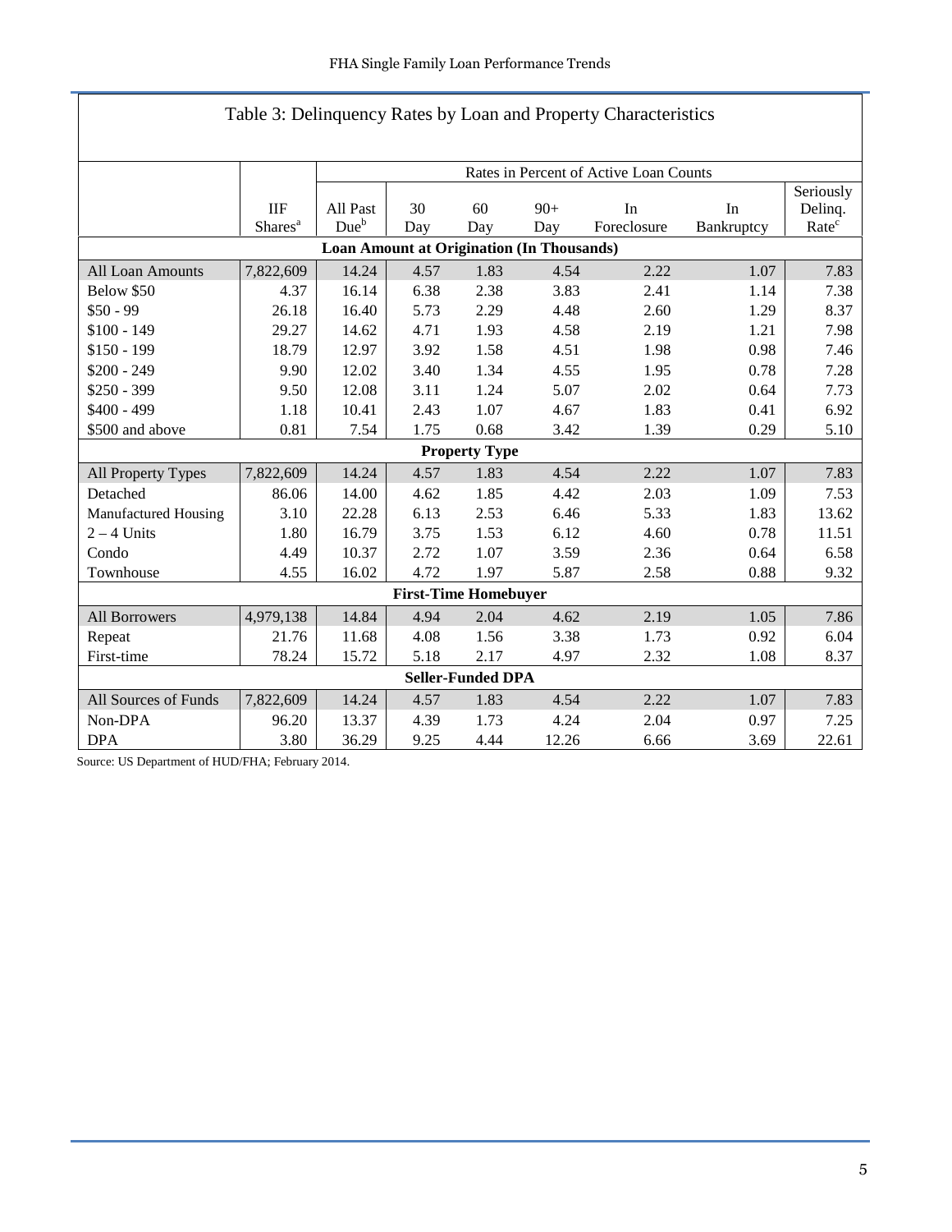## Table 3: Delinquency Rates by Loan and Property Characteristics

| | IIF Shares[a] | Rates in Percent of Active Loan Counts | | | | | | |
|---|---|---|---|---|---|---|---|---|
| | | All Past Due[b] | 30 Day | 60 Day | 90+ Day | In Foreclosure | In Bankruptcy | Seriously Delinq. Rate[c] |
| **Loan Amount at Origination (In Thousands)** | | | | | | | | |
| All Loan Amounts | 7,822,609 | 14.24 | 4.57 | 1.83 | 4.54 | 2.22 | 1.07 | 7.83 |
| Below $50 | 4.37 | 16.14 | 6.38 | 2.38 | 3.83 | 2.41 | 1.14 | 7.38 |
| $50 - 99 | 26.18 | 16.40 | 5.73 | 2.29 | 4.48 | 2.60 | 1.29 | 8.37 |
| $100 - 149 | 29.27 | 14.62 | 4.71 | 1.93 | 4.58 | 2.19 | 1.21 | 7.98 |
| $150 - 199 | 18.79 | 12.97 | 3.92 | 1.58 | 4.51 | 1.98 | 0.98 | 7.46 |
| $200 - 249 | 9.90 | 12.02 | 3.40 | 1.34 | 4.55 | 1.95 | 0.78 | 7.28 |
| $250 - 399 | 9.50 | 12.08 | 3.11 | 1.24 | 5.07 | 2.02 | 0.64 | 7.73 |
| $400 - 499 | 1.18 | 10.41 | 2.43 | 1.07 | 4.67 | 1.83 | 0.41 | 6.92 |
| $500 and above | 0.81 | 7.54 | 1.75 | 0.68 | 3.42 | 1.39 | 0.29 | 5.10 |
| **Property Type** | | | | | | | | |
| All Property Types | 7,822,609 | 14.24 | 4.57 | 1.83 | 4.54 | 2.22 | 1.07 | 7.83 |
| Detached | 86.06 | 14.00 | 4.62 | 1.85 | 4.42 | 2.03 | 1.09 | 7.53 |
| Manufactured Housing | 3.10 | 22.28 | 6.13 | 2.53 | 6.46 | 5.33 | 1.83 | 13.62 |
| 2 – 4 Units | 1.80 | 16.79 | 3.75 | 1.53 | 6.12 | 4.60 | 0.78 | 11.51 |
| Condo | 4.49 | 10.37 | 2.72 | 1.07 | 3.59 | 2.36 | 0.64 | 6.58 |
| Townhouse | 4.55 | 16.02 | 4.72 | 1.97 | 5.87 | 2.58 | 0.88 | 9.32 |
| **First-Time Homebuyer** | | | | | | | | |
| All Borrowers | 4,979,138 | 14.84 | 4.94 | 2.04 | 4.62 | 2.19 | 1.05 | 7.86 |
| Repeat | 21.76 | 11.68 | 4.08 | 1.56 | 3.38 | 1.73 | 0.92 | 6.04 |
| First-time | 78.24 | 15.72 | 5.18 | 2.17 | 4.97 | 2.32 | 1.08 | 8.37 |
| **Seller-Funded DPA** | | | | | | | | |
| All Sources of Funds | 7,822,609 | 14.24 | 4.57 | 1.83 | 4.54 | 2.22 | 1.07 | 7.83 |
| Non-DPA | 96.20 | 13.37 | 4.39 | 1.73 | 4.24 | 2.04 | 0.97 | 7.25 |
| DPA | 3.80 | 36.29 | 9.25 | 4.44 | 12.26 | 6.66 | 3.69 | 22.61 |

Source: US Department of HUD/FHA; February 2014.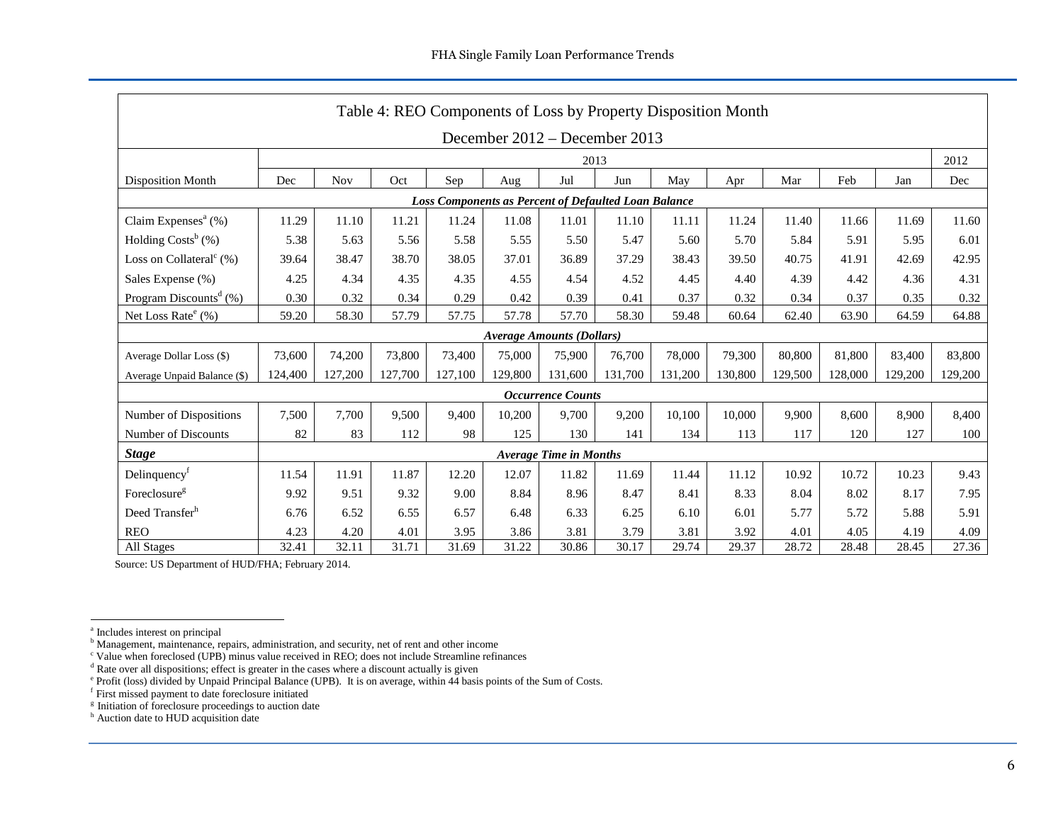## Table 4: REO Components of Loss by Property Disposition Month

### December 2012 – December 2013

| | 2013 | | | | | | | | | | | | 2012 |
|---|---|---|---|---|---|---|---|---|---|---|---|---|---|
| Disposition Month | Dec | Nov | Oct | Sep | Aug | Jul | Jun | May | Apr | Mar | Feb | Jan | Dec |
| ***Loss Components as Percent of Defaulted Loan Balance*** | | | | | | | | | | | | | |
| Claim Expenses[a] (%) | 11.29 | 11.10 | 11.21 | 11.24 | 11.08 | 11.01 | 11.10 | 11.11 | 11.24 | 11.40 | 11.66 | 11.69 | 11.60 |
| Holding Costs[b] (%) | 5.38 | 5.63 | 5.56 | 5.58 | 5.55 | 5.50 | 5.47 | 5.60 | 5.70 | 5.84 | 5.91 | 5.95 | 6.01 |
| Loss on Collateral[c] (%) | 39.64 | 38.47 | 38.70 | 38.05 | 37.01 | 36.89 | 37.29 | 38.43 | 39.50 | 40.75 | 41.91 | 42.69 | 42.95 |
| Sales Expense (%) | 4.25 | 4.34 | 4.35 | 4.35 | 4.55 | 4.54 | 4.52 | 4.45 | 4.40 | 4.39 | 4.42 | 4.36 | 4.31 |
| Program Discounts[d] (%) | 0.30 | 0.32 | 0.34 | 0.29 | 0.42 | 0.39 | 0.41 | 0.37 | 0.32 | 0.34 | 0.37 | 0.35 | 0.32 |
| Net Loss Rate[e] (%) | 59.20 | 58.30 | 57.79 | 57.75 | 57.78 | 57.70 | 58.30 | 59.48 | 60.64 | 62.40 | 63.90 | 64.59 | 64.88 |
| ***Average Amounts (Dollars)*** | | | | | | | | | | | | | |
| Average Dollar Loss ($) | 73,600 | 74,200 | 73,800 | 73,400 | 75,000 | 75,900 | 76,700 | 78,000 | 79,300 | 80,800 | 81,800 | 83,400 | 83,800 |
| Average Unpaid Balance ($) | 124,400 | 127,200 | 127,700 | 127,100 | 129,800 | 131,600 | 131,700 | 131,200 | 130,800 | 129,500 | 128,000 | 129,200 | 129,200 |
| ***Occurrence Counts*** | | | | | | | | | | | | | |
| Number of Dispositions | 7,500 | 7,700 | 9,500 | 9,400 | 10,200 | 9,700 | 9,200 | 10,100 | 10,000 | 9,900 | 8,600 | 8,900 | 8,400 |
| Number of Discounts | 82 | 83 | 112 | 98 | 125 | 130 | 141 | 134 | 113 | 117 | 120 | 127 | 100 |
| ***Stage*** | ***Average Time in Months*** | | | | | | | | | | | | |
| Delinquency[f] | 11.54 | 11.91 | 11.87 | 12.20 | 12.07 | 11.82 | 11.69 | 11.44 | 11.12 | 10.92 | 10.72 | 10.23 | 9.43 |
| Foreclosure[g] | 9.92 | 9.51 | 9.32 | 9.00 | 8.84 | 8.96 | 8.47 | 8.41 | 8.33 | 8.04 | 8.02 | 8.17 | 7.95 |
| Deed Transfer[h] | 6.76 | 6.52 | 6.55 | 6.57 | 6.48 | 6.33 | 6.25 | 6.10 | 6.01 | 5.77 | 5.72 | 5.88 | 5.91 |
| REO | 4.23 | 4.20 | 4.01 | 3.95 | 3.86 | 3.81 | 3.79 | 3.81 | 3.92 | 4.01 | 4.05 | 4.19 | 4.09 |
| All Stages | 32.41 | 32.11 | 31.71 | 31.69 | 31.22 | 30.86 | 30.17 | 29.74 | 29.37 | 28.72 | 28.48 | 28.45 | 27.36 |

Source: US Department of HUD/FHA; February 2014.

---

[a] Includes interest on principal

[b] Management, maintenance, repairs, administration, and security, net of rent and other income

[c] Value when foreclosed (UPB) minus value received in REO; does not include Streamline refinances

[d] Rate over all dispositions; effect is greater in the cases where a discount actually is given

[e] Profit (loss) divided by Unpaid Principal Balance (UPB). It is on average, within 44 basis points of the Sum of Costs.

[f] First missed payment to date foreclosure initiated

[g] Initiation of foreclosure proceedings to auction date

[h] Auction date to HUD acquisition date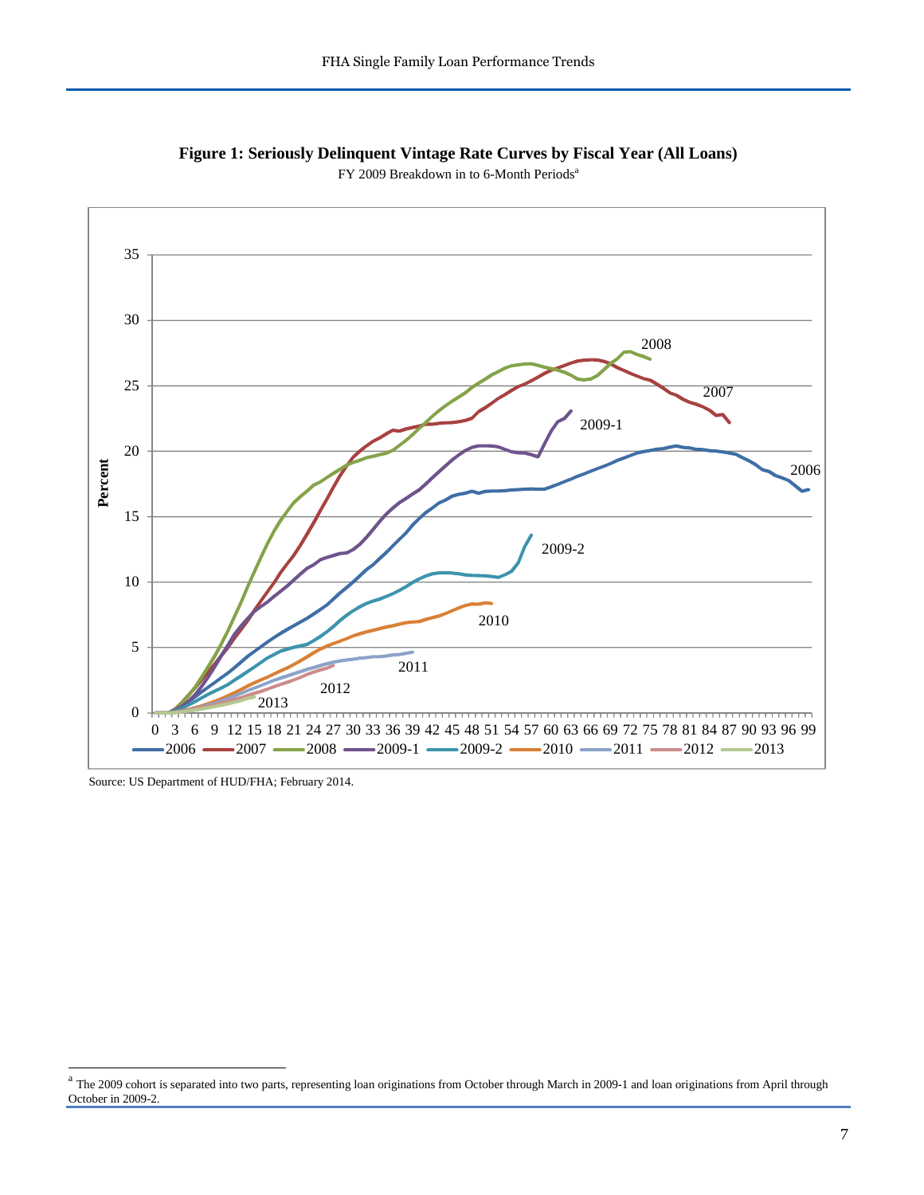**Figure 1: Seriously Delinquent Vintage Rate Curves by Fiscal Year (All Loans)**

FY 2009 Breakdown in to 6-Month Periods[a]

Source: US Department of HUD/FHA; February 2014.

---

[a] The 2009 cohort is separated into two parts, representing loan originations from October through March in 2009-1 and loan originations from April through October in 2009-2.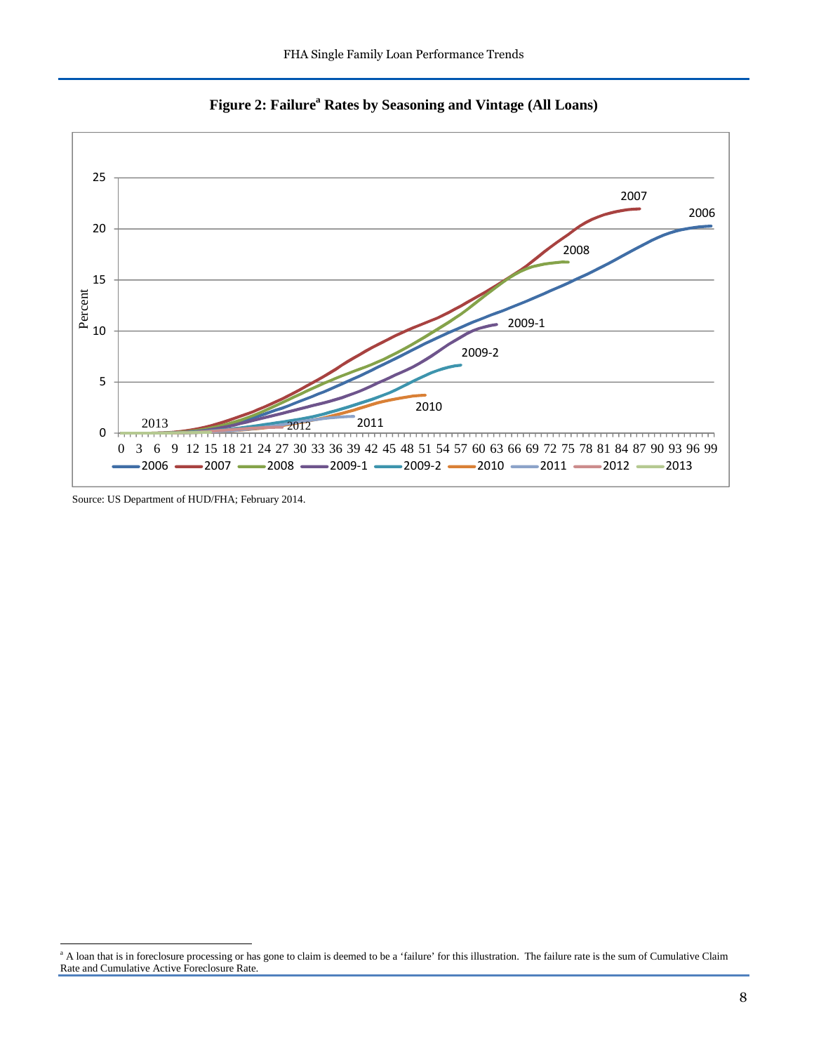**Figure 2: Failure[a] Rates by Seasoning and Vintage (All Loans)**

25
20
15
10
5
0

Percent

0 3 6 9 12 15 18 21 24 27 30 33 36 39 42 45 48 51 54 57 60 63 66 69 72 75 78 81 84 87 90 93 96 99

2007
2006
2008
2009-1
2009-2
2010
2011
2012
2013

2006 2007 2008 2009-1 2009-2 2010 2011 2012 2013

Source: US Department of HUD/FHA; February 2014.

[a] A loan that is in foreclosure processing or has gone to claim is deemed to be a 'failure' for this illustration. The failure rate is the sum of Cumulative Claim Rate and Cumulative Active Foreclosure Rate.